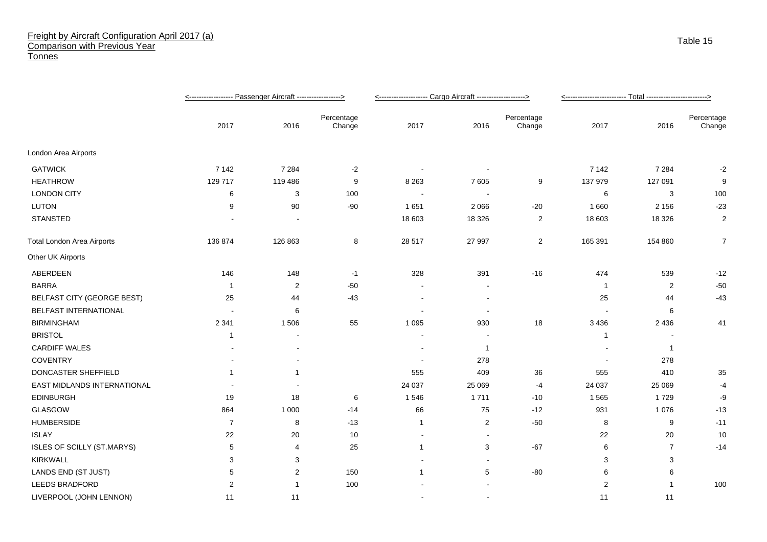# Freight by Aircraft Configuration April 2017 (a)
## Comparison with Previous Year
## Tonnes

Table 15

| | Passenger Aircraft | | | Cargo Aircraft | | | Total | | |
|---|---|---|---|---|---|---|---|---|---|
| | 2017 | 2016 | Percentage Change | 2017 | 2016 | Percentage Change | 2017 | 2016 | Percentage Change |
| London Area Airports | | | | | | | | | |
| GATWICK | 7 142 | 7 284 | -2 | - | - | | 7 142 | 7 284 | -2 |
| HEATHROW | 129 717 | 119 486 | 9 | 8 263 | 7 605 | 9 | 137 979 | 127 091 | 9 |
| LONDON CITY | 6 | 3 | 100 | - | - | | 6 | 3 | 100 |
| LUTON | 9 | 90 | -90 | 1 651 | 2 066 | -20 | 1 660 | 2 156 | -23 |
| STANSTED | - | - | | 18 603 | 18 326 | 2 | 18 603 | 18 326 | 2 |
| Total London Area Airports | 136 874 | 126 863 | 8 | 28 517 | 27 997 | 2 | 165 391 | 154 860 | 7 |
| Other UK Airports | | | | | | | | | |
| ABERDEEN | 146 | 148 | -1 | 328 | 391 | -16 | 474 | 539 | -12 |
| BARRA | 1 | 2 | -50 | - | - | | 1 | 2 | -50 |
| BELFAST CITY (GEORGE BEST) | 25 | 44 | -43 | - | - | | 25 | 44 | -43 |
| BELFAST INTERNATIONAL | - | 6 | | - | - | | - | 6 | |
| BIRMINGHAM | 2 341 | 1 506 | 55 | 1 095 | 930 | 18 | 3 436 | 2 436 | 41 |
| BRISTOL | 1 | - | | - | - | | 1 | - | |
| CARDIFF WALES | - | - | | - | 1 | | - | 1 | |
| COVENTRY | - | - | | - | 278 | | - | 278 | |
| DONCASTER SHEFFIELD | 1 | 1 | | 555 | 409 | 36 | 555 | 410 | 35 |
| EAST MIDLANDS INTERNATIONAL | - | - | | 24 037 | 25 069 | -4 | 24 037 | 25 069 | -4 |
| EDINBURGH | 19 | 18 | 6 | 1 546 | 1 711 | -10 | 1 565 | 1 729 | -9 |
| GLASGOW | 864 | 1 000 | -14 | 66 | 75 | -12 | 931 | 1 076 | -13 |
| HUMBERSIDE | 7 | 8 | -13 | 1 | 2 | -50 | 8 | 9 | -11 |
| ISLAY | 22 | 20 | 10 | - | - | | 22 | 20 | 10 |
| ISLES OF SCILLY (ST.MARYS) | 5 | 4 | 25 | 1 | 3 | -67 | 6 | 7 | -14 |
| KIRKWALL | 3 | 3 | | - | - | | 3 | 3 | |
| LANDS END (ST JUST) | 5 | 2 | 150 | 1 | 5 | -80 | 6 | 6 | |
| LEEDS BRADFORD | 2 | 1 | 100 | - | - | | 2 | 1 | 100 |
| LIVERPOOL (JOHN LENNON) | 11 | 11 | | - | - | | 11 | 11 | |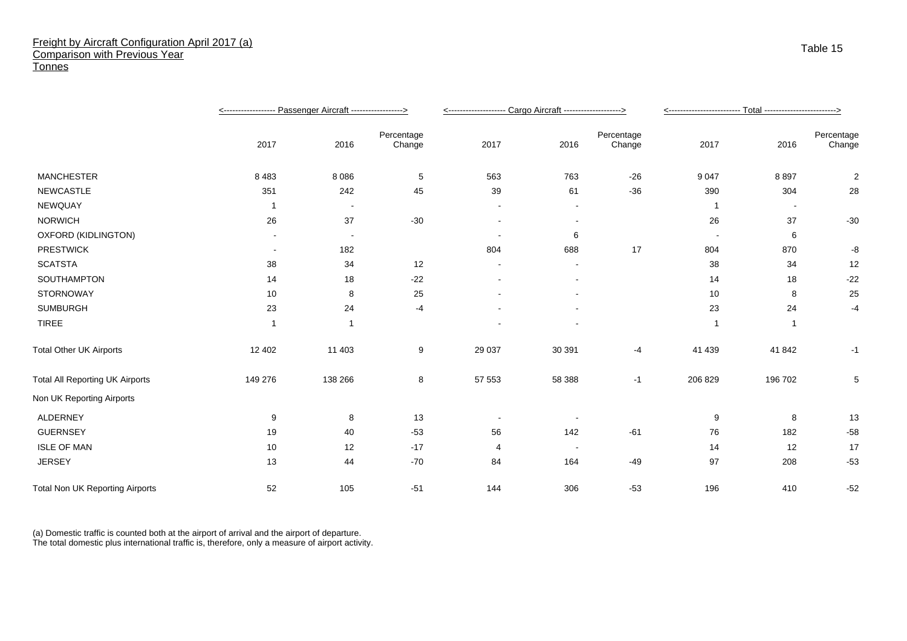## Freight by Aircraft Configuration April 2017 (a)
## Comparison with Previous Year
## Tonnes

Table 15

| | Passenger Aircraft | | | Cargo Aircraft | | | Total | | |
|---|---|---|---|---|---|---|---|---|---|
| | 2017 | 2016 | Percentage Change | 2017 | 2016 | Percentage Change | 2017 | 2016 | Percentage Change |
| MANCHESTER | 8 483 | 8 086 | 5 | 563 | 763 | -26 | 9 047 | 8 897 | 2 |
| NEWCASTLE | 351 | 242 | 45 | 39 | 61 | -36 | 390 | 304 | 28 |
| NEWQUAY | 1 | - | | - | - | | 1 | - | |
| NORWICH | 26 | 37 | -30 | - | - | | 26 | 37 | -30 |
| OXFORD (KIDLINGTON) | - | - | | - | 6 | | - | 6 | |
| PRESTWICK | - | 182 | | 804 | 688 | 17 | 804 | 870 | -8 |
| SCATSTA | 38 | 34 | 12 | - | - | | 38 | 34 | 12 |
| SOUTHAMPTON | 14 | 18 | -22 | - | - | | 14 | 18 | -22 |
| STORNOWAY | 10 | 8 | 25 | - | - | | 10 | 8 | 25 |
| SUMBURGH | 23 | 24 | -4 | - | - | | 23 | 24 | -4 |
| TIREE | 1 | 1 | | - | - | | 1 | 1 | |
| Total Other UK Airports | 12 402 | 11 403 | 9 | 29 037 | 30 391 | -4 | 41 439 | 41 842 | -1 |
| Total All Reporting UK Airports | 149 276 | 138 266 | 8 | 57 553 | 58 388 | -1 | 206 829 | 196 702 | 5 |
| Non UK Reporting Airports | | | | | | | | | |
| ALDERNEY | 9 | 8 | 13 | - | - | | 9 | 8 | 13 |
| GUERNSEY | 19 | 40 | -53 | 56 | 142 | -61 | 76 | 182 | -58 |
| ISLE OF MAN | 10 | 12 | -17 | 4 | - | | 14 | 12 | 17 |
| JERSEY | 13 | 44 | -70 | 84 | 164 | -49 | 97 | 208 | -53 |
| Total Non UK Reporting Airports | 52 | 105 | -51 | 144 | 306 | -53 | 196 | 410 | -52 |

(a) Domestic traffic is counted both at the airport of arrival and the airport of departure.
The total domestic plus international traffic is, therefore, only a measure of airport activity.